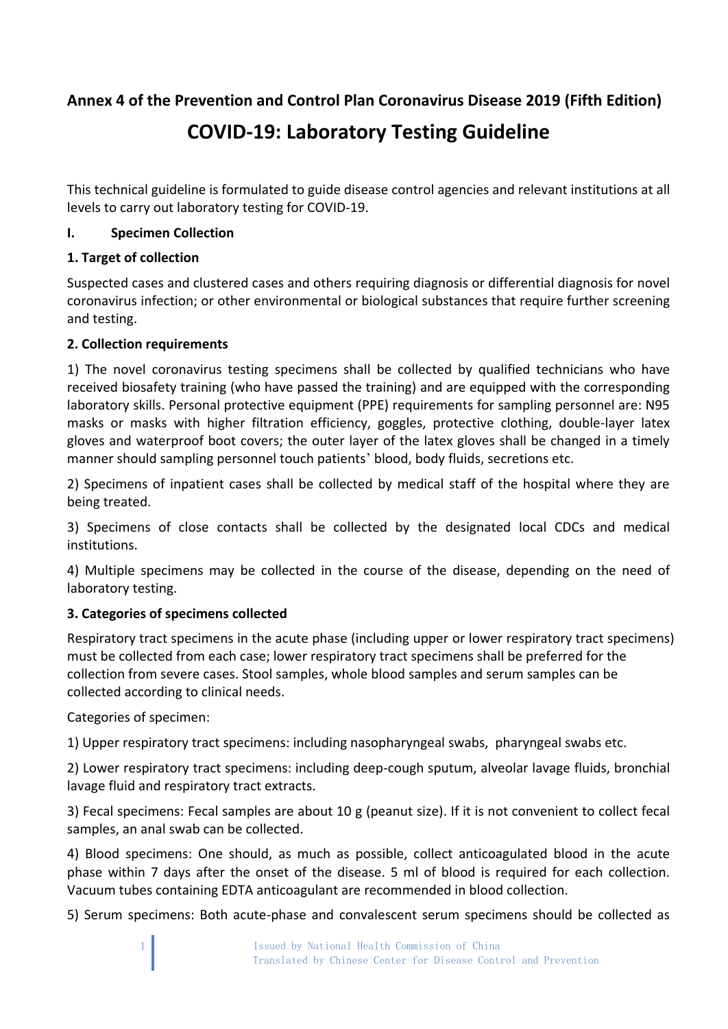**Annex 4 of the Prevention and Control Plan Coronavirus Disease 2019 (Fifth Edition)**

# COVID-19: Laboratory Testing Guideline

This technical guideline is formulated to guide disease control agencies and relevant institutions at all levels to carry out laboratory testing for COVID-19.

## I. Specimen Collection

### 1. Target of collection

Suspected cases and clustered cases and others requiring diagnosis or differential diagnosis for novel coronavirus infection; or other environmental or biological substances that require further screening and testing.

### 2. Collection requirements

1) The novel coronavirus testing specimens shall be collected by qualified technicians who have received biosafety training (who have passed the training) and are equipped with the corresponding laboratory skills. Personal protective equipment (PPE) requirements for sampling personnel are: N95 masks or masks with higher filtration efficiency, goggles, protective clothing, double-layer latex gloves and waterproof boot covers; the outer layer of the latex gloves shall be changed in a timely manner should sampling personnel touch patients' blood, body fluids, secretions etc.

2) Specimens of inpatient cases shall be collected by medical staff of the hospital where they are being treated.

3) Specimens of close contacts shall be collected by the designated local CDCs and medical institutions.

4) Multiple specimens may be collected in the course of the disease, depending on the need of laboratory testing.

### 3. Categories of specimens collected

Respiratory tract specimens in the acute phase (including upper or lower respiratory tract specimens) must be collected from each case; lower respiratory tract specimens shall be preferred for the collection from severe cases. Stool samples, whole blood samples and serum samples can be collected according to clinical needs.

Categories of specimen:

1) Upper respiratory tract specimens: including nasopharyngeal swabs, pharyngeal swabs etc.

2) Lower respiratory tract specimens: including deep-cough sputum, alveolar lavage fluids, bronchial lavage fluid and respiratory tract extracts.

3) Fecal specimens: Fecal samples are about 10 g (peanut size). If it is not convenient to collect fecal samples, an anal swab can be collected.

4) Blood specimens: One should, as much as possible, collect anticoagulated blood in the acute phase within 7 days after the onset of the disease. 5 ml of blood is required for each collection. Vacuum tubes containing EDTA anticoagulant are recommended in blood collection.

5) Serum specimens: Both acute-phase and convalescent serum specimens should be collected as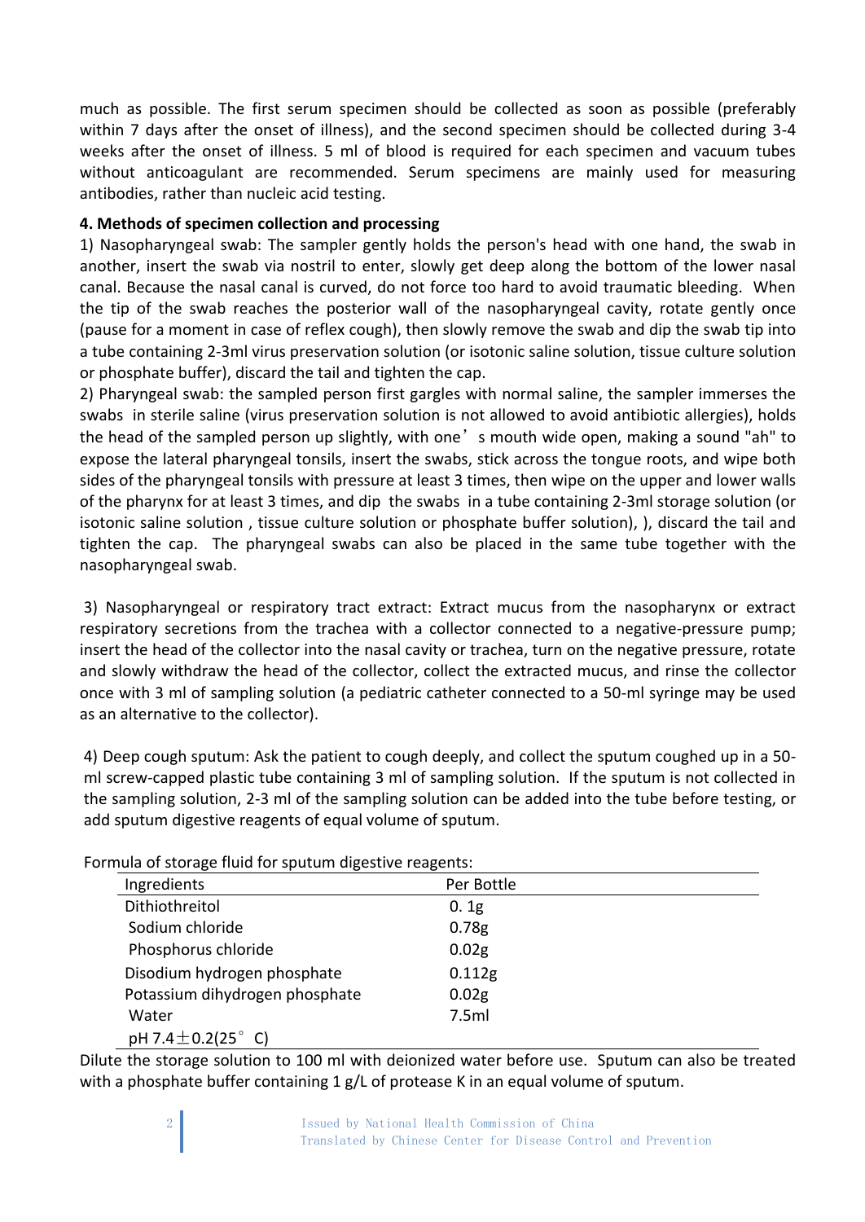much as possible. The first serum specimen should be collected as soon as possible (preferably within 7 days after the onset of illness), and the second specimen should be collected during 3-4 weeks after the onset of illness. 5 ml of blood is required for each specimen and vacuum tubes without anticoagulant are recommended. Serum specimens are mainly used for measuring antibodies, rather than nucleic acid testing.

**4. Methods of specimen collection and processing**

1) Nasopharyngeal swab: The sampler gently holds the person's head with one hand, the swab in another, insert the swab via nostril to enter, slowly get deep along the bottom of the lower nasal canal. Because the nasal canal is curved, do not force too hard to avoid traumatic bleeding. When the tip of the swab reaches the posterior wall of the nasopharyngeal cavity, rotate gently once (pause for a moment in case of reflex cough), then slowly remove the swab and dip the swab tip into a tube containing 2-3ml virus preservation solution (or isotonic saline solution, tissue culture solution or phosphate buffer), discard the tail and tighten the cap.

2) Pharyngeal swab: the sampled person first gargles with normal saline, the sampler immerses the swabs in sterile saline (virus preservation solution is not allowed to antibiotic allergies), holds the head of the sampled person up slightly, with one's mouth wide open, making a sound "ah" to expose the lateral pharyngeal tonsils, insert the swabs, stick across the tongue roots, and wipe both sides of the pharyngeal tonsils with pressure at least 3 times, then wipe on the upper and lower walls of the pharynx for at least 3 times, and dip the swabs in a tube containing 2-3ml storage solution (or isotonic saline solution , tissue culture solution or phosphate buffer solution), ), discard the tail and tighten the cap. The pharyngeal swabs can also be placed in the same tube together with the nasopharyngeal swab.

3) Nasopharyngeal or respiratory tract extract: Extract mucus from the nasopharynx or extract respiratory secretions from the trachea with a collector connected to a negative-pressure pump; insert the head of the collector into the nasal cavity or trachea, turn on the negative pressure, rotate and slowly withdraw the head of the collector, collect the extracted mucus, and rinse the collector once with 3 ml of sampling solution (a pediatric catheter connected to a 50-ml syringe may be used as an alternative to the collector).

4) Deep cough sputum: Ask the patient to cough deeply, and collect the sputum coughed up in a 50-ml screw-capped plastic tube containing 3 ml of sampling solution. If the sputum is not collected in the sampling solution, 2-3 ml of the sampling solution can be added into the tube before testing, or add sputum digestive reagents of equal volume of sputum.

Formula of storage fluid for sputum digestive reagents:

| Ingredients | Per Bottle |
|---|---|
| Dithiothreitol | 0. 1g |
| Sodium chloride | 0.78g |
| Phosphorus chloride | 0.02g |
| Disodium hydrogen phosphate | 0.112g |
| Potassium dihydrogen phosphate | 0.02g |
| Water | 7.5ml |
| pH 7.4±0.2(25° C) | |

Dilute the storage solution to 100 ml with deionized water before use. Sputum can also be treated with a phosphate buffer containing 1 g/L of protease K in an equal volume of sputum.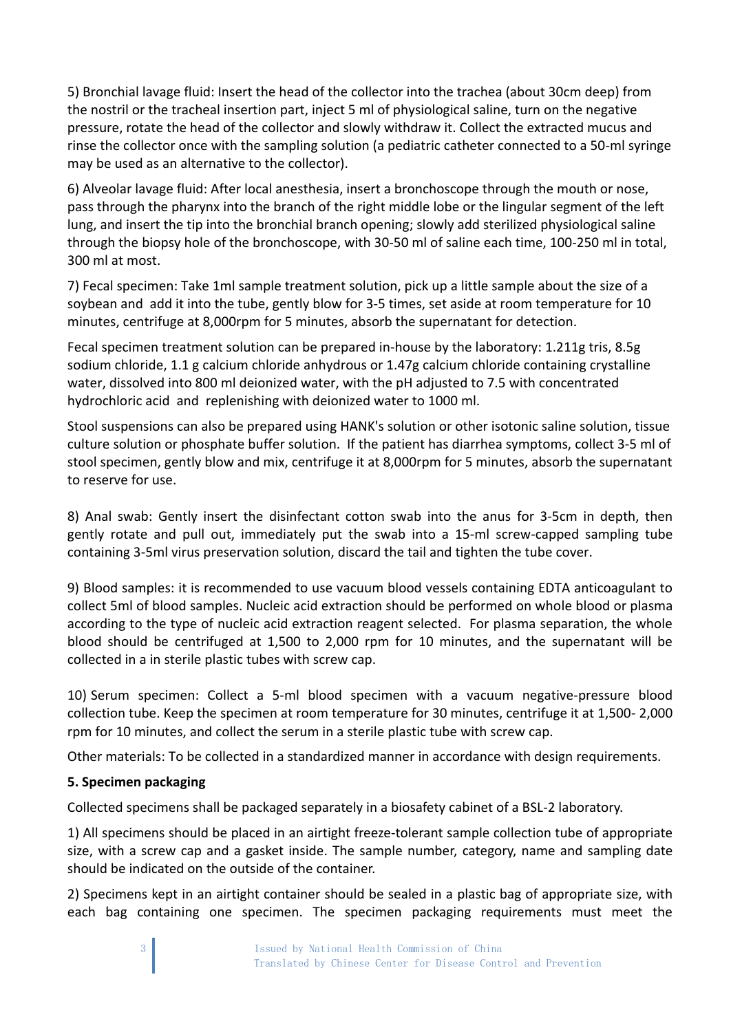5) Bronchial lavage fluid: Insert the head of the collector into the trachea (about 30cm deep) from the nostril or the tracheal insertion part, inject 5 ml of physiological saline, turn on the negative pressure, rotate the head of the collector and slowly withdraw it. Collect the extracted mucus and rinse the collector once with the sampling solution (a pediatric catheter connected to a 50-ml syringe may be used as an alternative to the collector).

6) Alveolar lavage fluid: After local anesthesia, insert a bronchoscope through the mouth or nose, pass through the pharynx into the branch of the right middle lobe or the lingular segment of the left lung, and insert the tip into the bronchial branch opening; slowly add sterilized physiological saline through the biopsy hole of the bronchoscope, with 30-50 ml of saline each time, 100-250 ml in total, 300 ml at most.

7) Fecal specimen: Take 1ml sample treatment solution, pick up a little sample about the size of a soybean and add it into the tube, gently blow for 3-5 times, set aside at room temperature for 10 minutes, centrifuge at 8,000rpm for 5 minutes, absorb the supernatant for detection.

Fecal specimen treatment solution can be prepared in-house by the laboratory: 1.211g tris, 8.5g sodium chloride, 1.1 g calcium chloride anhydrous or 1.47g calcium chloride containing crystalline water, dissolved into 800 ml deionized water, with the pH adjusted to 7.5 with concentrated hydrochloric acid and replenishing with deionized water to 1000 ml.

Stool suspensions can also be prepared using HANK's solution or other isotonic saline solution, tissue culture solution or phosphate buffer solution. If the patient has diarrhea symptoms, collect 3-5 ml of stool specimen, gently blow and mix, centrifuge it at 8,000rpm for 5 minutes, absorb the supernatant to reserve for use.

8) Anal swab: Gently insert the disinfectant cotton swab into the anus for 3-5cm in depth, then gently rotate and pull out, immediately put the swab into a 15-ml screw-capped sampling tube containing 3-5ml virus preservation solution, discard the tail and tighten the tube cover.

9) Blood samples: it is recommended to use vacuum blood vessels containing EDTA anticoagulant to collect 5ml of blood samples. Nucleic acid extraction should be performed on whole blood or plasma according to the type of nucleic acid extraction reagent selected. For plasma separation, the whole blood should be centrifuged at 1,500 to 2,000 rpm for 10 minutes, and the supernatant will be collected in a in sterile plastic tubes with screw cap.

10) Serum specimen: Collect a 5-ml blood specimen with a vacuum negative-pressure blood collection tube. Keep the specimen at room temperature for 30 minutes, centrifuge it at 1,500- 2,000 rpm for 10 minutes, and collect the serum in a sterile plastic tube with screw cap.

Other materials: To be collected in a standardized manner in accordance with design requirements.

**5. Specimen packaging**

Collected specimens shall be packaged separately in a biosafety cabinet of a BSL-2 laboratory.

1) All specimens should be placed in an airtight freeze-tolerant sample collection tube of appropriate size, with a screw cap and a gasket inside. The sample number, category, name and sampling date should be indicated on the outside of the container.

2) Specimens kept in an airtight container should be sealed in a plastic bag of appropriate size, with each bag containing one specimen. The specimen packaging requirements must meet the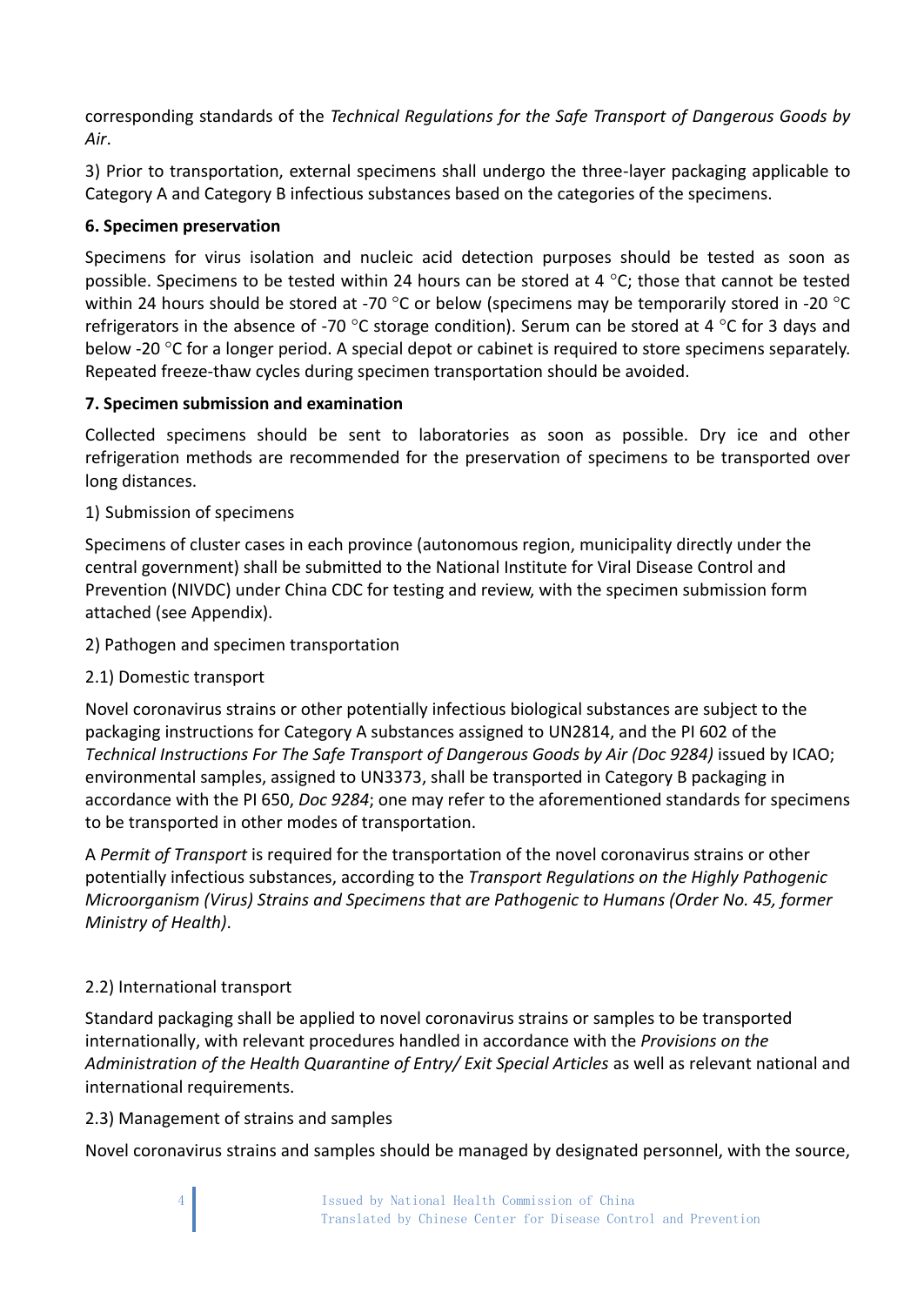corresponding standards of the *Technical Regulations for the Safe Transport of Dangerous Goods by Air*.

3) Prior to transportation, external specimens shall undergo the three-layer packaging applicable to Category A and Category B infectious substances based on the categories of the specimens.

**6. Specimen preservation**

Specimens for virus isolation and nucleic acid detection purposes should be tested as soon as possible. Specimens to be tested within 24 hours can be stored at 4 °C; those that cannot be tested within 24 hours should be stored at -70 °C or below (specimens may be temporarily stored in -20 °C refrigerators in the absence of -70 °C storage condition). Serum can be stored at 4 °C for 3 days and below -20 °C for a longer period. A special depot or cabinet is required to store specimens separately. Repeated freeze-thaw cycles during specimen transportation should be avoided.

**7. Specimen submission and examination**

Collected specimens should be sent to laboratories as soon as possible. Dry ice and other refrigeration methods are recommended for the preservation of specimens to be transported over long distances.

1) Submission of specimens

Specimens of cluster cases in each province (autonomous region, municipality directly under the central government) shall be submitted to the National Institute for Viral Disease Control and Prevention (NIVDC) under China CDC for testing and review, with the specimen submission form attached (see Appendix).

2) Pathogen and specimen transportation

2.1) Domestic transport

Novel coronavirus strains or other potentially infectious biological substances are subject to the packaging instructions for Category A substances assigned to UN2814, and the PI 602 of the *Technical Instructions For The Safe Transport of Dangerous Goods by Air (Doc 9284)* issued by ICAO; environmental samples, assigned to UN3373, shall be transported in Category B packaging in accordance with the PI 650, *Doc 9284*; one may refer to the aforementioned standards for specimens to be transported in other modes of transportation.

A *Permit of Transport* is required for the transportation of the novel coronavirus strains or other potentially infectious substances, according to the *Transport Regulations on the Highly Pathogenic Microorganism (Virus) Strains and Specimens that are Pathogenic to Humans (Order No. 45, former Ministry of Health)*.

2.2) International transport

Standard packaging shall be applied to novel coronavirus strains or samples to be transported internationally, with relevant procedures handled in accordance with the *Provisions on the Administration of the Health Quarantine of Entry/ Exit Special Articles* as well as relevant national and international requirements.

2.3) Management of strains and samples

Novel coronavirus strains and samples should be managed by designated personnel, with the source,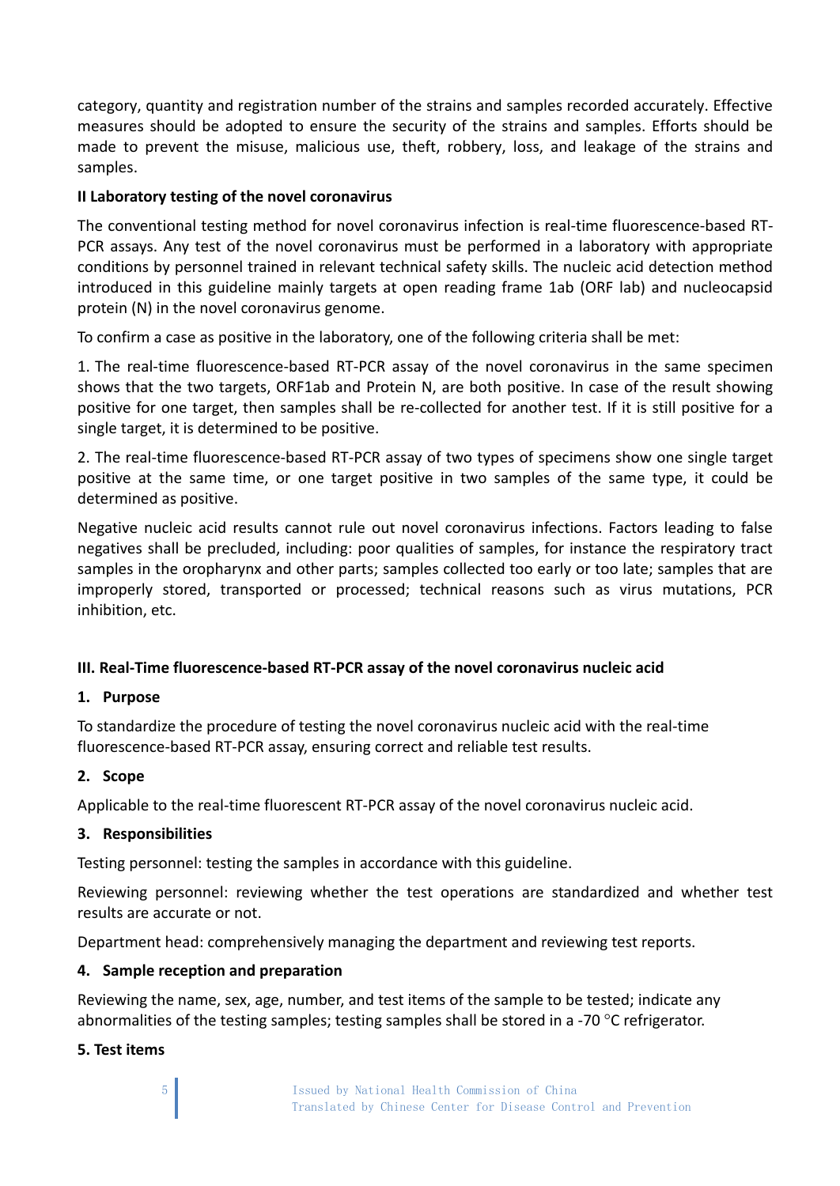category, quantity and registration number of the strains and samples recorded accurately. Effective measures should be adopted to ensure the security of the strains and samples. Efforts should be made to prevent the misuse, malicious use, theft, robbery, loss, and leakage of the strains and samples.

**II Laboratory testing of the novel coronavirus**

The conventional testing method for novel coronavirus infection is real-time fluorescence-based RT-PCR assays. Any test of the novel coronavirus must be performed in a laboratory with appropriate conditions by personnel trained in relevant technical safety skills. The nucleic acid detection method introduced in this guideline mainly targets at open reading frame 1ab (ORF lab) and nucleocapsid protein (N) in the novel coronavirus genome.

To confirm a case as positive in the laboratory, one of the following criteria shall be met:

1. The real-time fluorescence-based RT-PCR assay of the novel coronavirus in the same specimen shows that the two targets, ORF1ab and Protein N, are both positive. In case of the result showing positive for one target, then samples shall be re-collected for another test. If it is still positive for a single target, it is determined to be positive.

2. The real-time fluorescence-based RT-PCR assay of two types of specimens show one single target positive at the same time, or one target positive in two samples of the same type, it could be determined as positive.

Negative nucleic acid results cannot rule out novel coronavirus infections. Factors leading to false negatives shall be precluded, including: poor qualities of samples, for instance the respiratory tract samples in the oropharynx and other parts; samples collected too early or too late; samples that are improperly stored, transported or processed; technical reasons such as virus mutations, PCR inhibition, etc.

## III. Real-Time fluorescence-based RT-PCR assay of the novel coronavirus nucleic acid

### 1. Purpose

To standardize the procedure of testing the novel coronavirus nucleic acid with the real-time fluorescence-based RT-PCR assay, ensuring correct and reliable test results.

### 2. Scope

Applicable to the real-time fluorescent RT-PCR assay of the novel coronavirus nucleic acid.

### 3. Responsibilities

Testing personnel: testing the samples in accordance with this guideline.

Reviewing personnel: reviewing whether the test operations are standardized and whether test results are accurate or not.

Department head: comprehensively managing the department and reviewing test reports.

### 4. Sample reception and preparation

Reviewing the name, sex, age, number, and test items of the sample to be tested; indicate any abnormalities of the testing samples; testing samples shall be stored in a -70 °C refrigerator.

### 5. Test items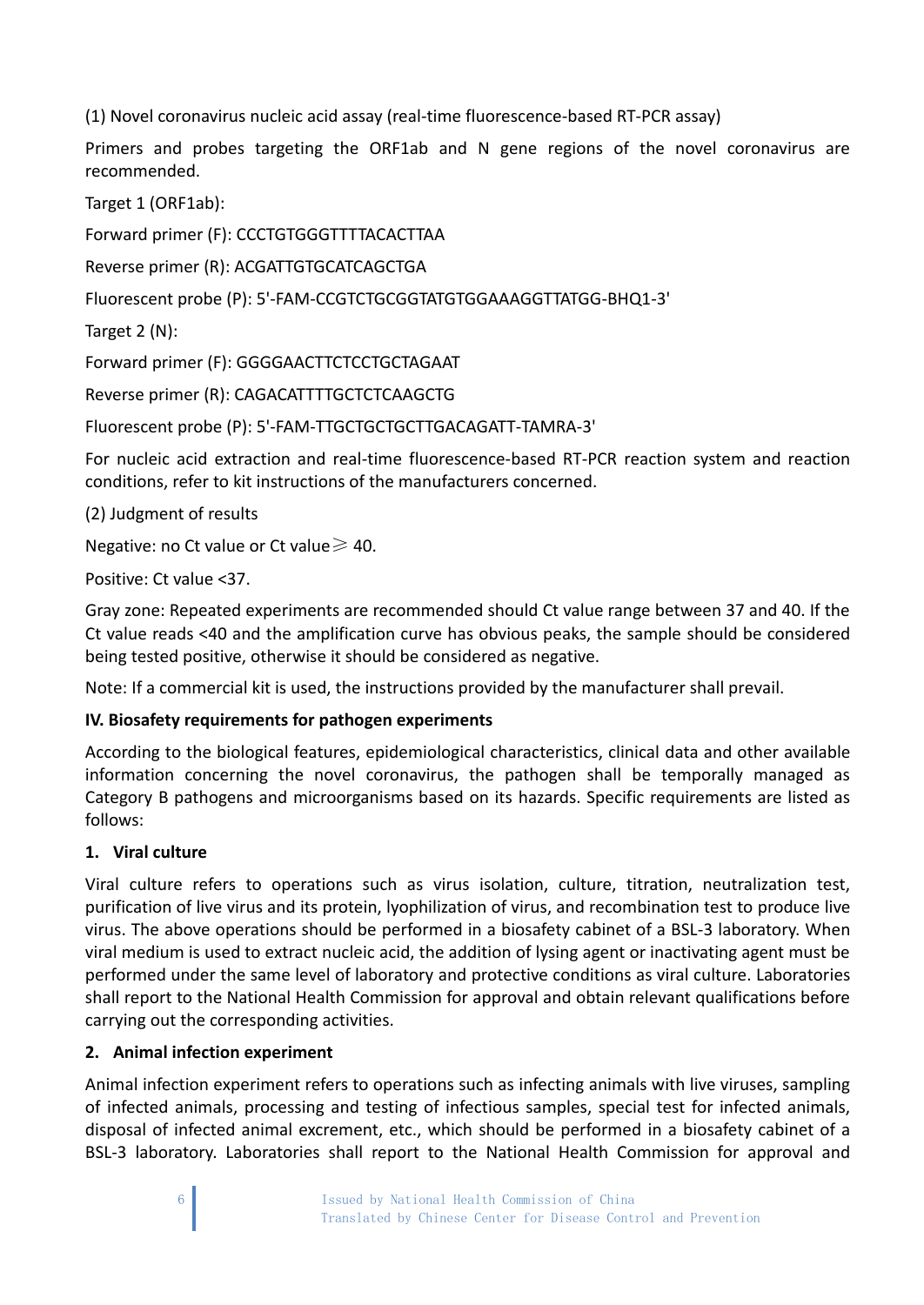(1) Novel coronavirus nucleic acid assay (real-time fluorescence-based RT-PCR assay)

Primers and probes targeting the ORF1ab and N gene regions of the novel coronavirus are recommended.

Target 1 (ORF1ab):

Forward primer (F): CCCTGTGGGTTTTACACTTAA

Reverse primer (R): ACGATTGTGCATCAGCTGA

Fluorescent probe (P): 5'-FAM-CCGTCTGCGGTATGTGGAAAGGTTATGG-BHQ1-3'

Target 2 (N):

Forward primer (F): GGGGAACTTCTCCTGCTAGAAT

Reverse primer (R): CAGACATTTTGCTCTCAAGCTG

Fluorescent probe (P): 5'-FAM-TTGCTGCTGCTTGACAGATT-TAMRA-3'

For nucleic acid extraction and real-time fluorescence-based RT-PCR reaction system and reaction conditions, refer to kit instructions of the manufacturers concerned.

(2) Judgment of results

Negative: no Ct value or Ct value ≥ 40.

Positive: Ct value <37.

Gray zone: Repeated experiments are recommended should Ct value range between 37 and 40. If the Ct value reads <40 and the amplification curve has obvious peaks, the sample should be considered being tested positive, otherwise it should be considered as negative.

Note: If a commercial kit is used, the instructions provided by the manufacturer shall prevail.

## IV. Biosafety requirements for pathogen experiments

According to the biological features, epidemiological characteristics, clinical data and other available information concerning the novel coronavirus, the pathogen shall be temporally managed as Category B pathogens and microorganisms based on its hazards. Specific requirements are listed as follows:

### 1. Viral culture

Viral culture refers to operations such as virus isolation, culture, titration, neutralization test, purification of live virus and its protein, lyophilization of virus, and recombination test to produce live virus. The above operations should be performed in a biosafety cabinet of a BSL-3 laboratory. When viral medium is used to extract nucleic acid, the addition of lysing agent or inactivating agent must be performed under the same level of laboratory and protective conditions as viral culture. Laboratories shall report to the National Health Commission for approval and obtain relevant qualifications before carrying out the corresponding activities.

### 2. Animal infection experiment

Animal infection experiment refers to operations such as infecting animals with live viruses, sampling of infected animals, processing and testing of infectious samples, special test for infected animals, disposal of infected animal excrement, etc., which should be performed in a biosafety cabinet of a BSL-3 laboratory. Laboratories shall report to the National Health Commission for approval and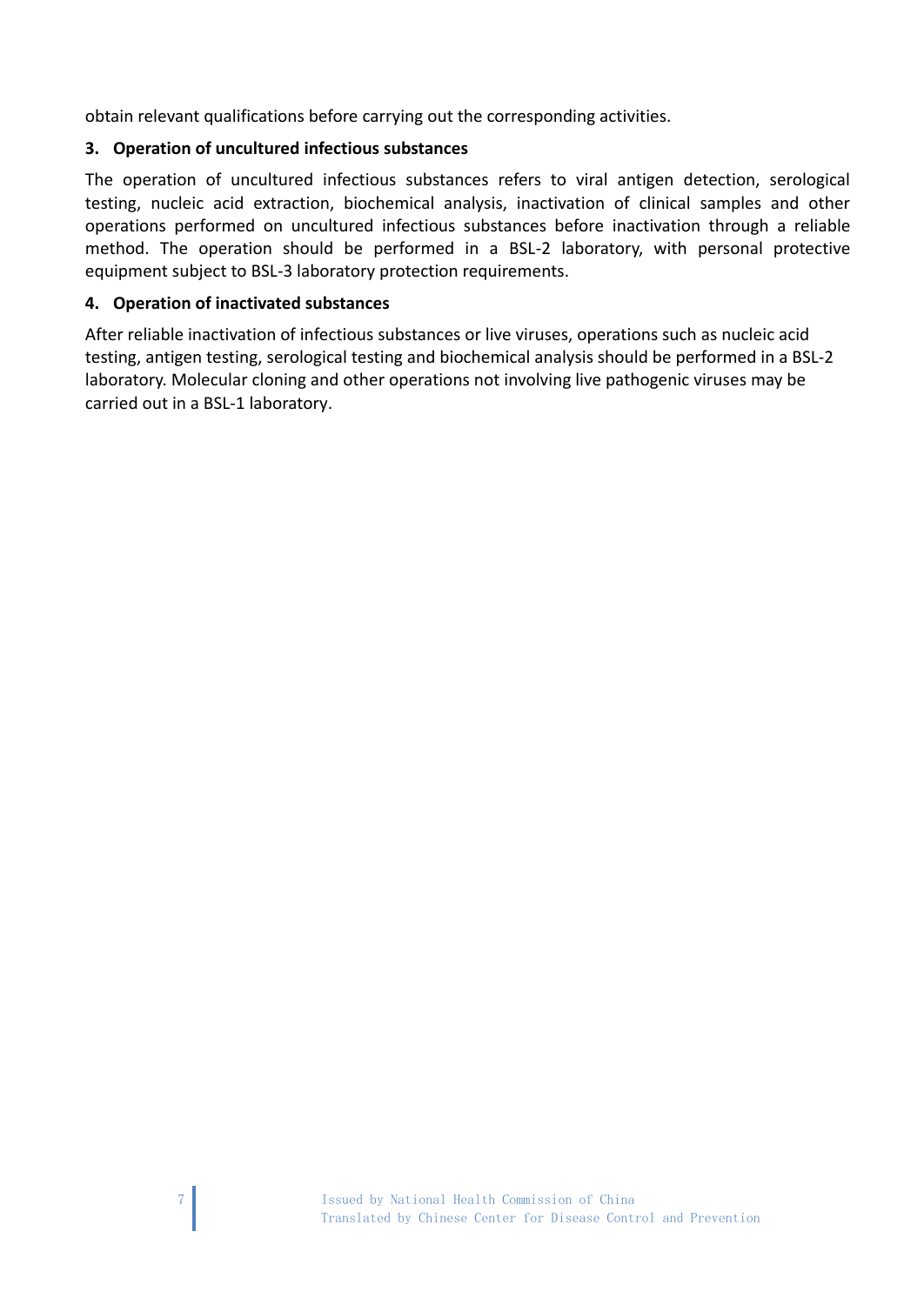obtain relevant qualifications before carrying out the corresponding activities.

### 3. Operation of uncultured infectious substances

The operation of uncultured infectious substances refers to viral antigen detection, serological testing, nucleic acid extraction, biochemical analysis, inactivation of clinical samples and other operations performed on uncultured infectious substances before inactivation through a reliable method. The operation should be performed in a BSL-2 laboratory, with personal protective equipment subject to BSL-3 laboratory protection requirements.

### 4. Operation of inactivated substances

After reliable inactivation of infectious substances or live viruses, operations such as nucleic acid testing, antigen testing, serological testing and biochemical analysis should be performed in a BSL-2 laboratory. Molecular cloning and other operations not involving live pathogenic viruses may be carried out in a BSL-1 laboratory.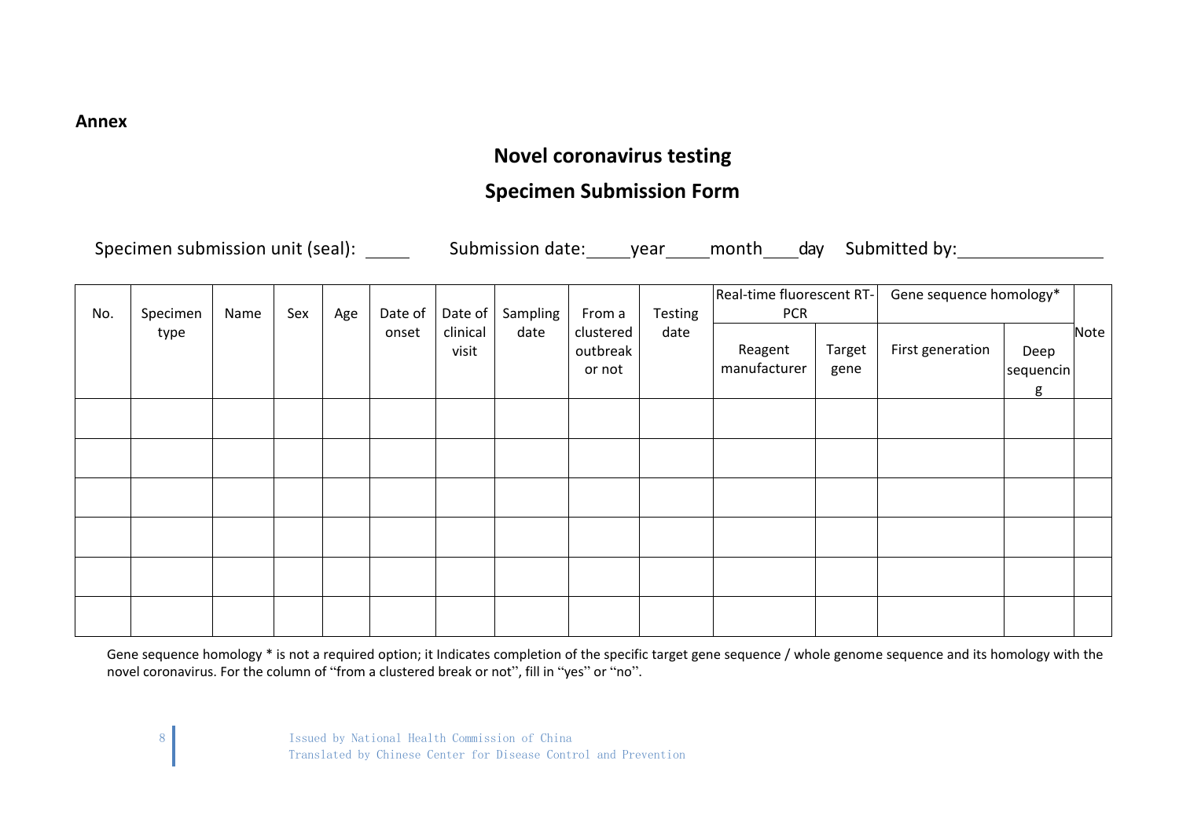**Annex**

## Novel coronavirus testing

## Specimen Submission Form

Specimen submission unit (seal): \_\_\_\_\_ Submission date:\_\_\_\_\_year\_\_\_\_\_month\_\_\_\_day Submitted by:\_\_\_\_\_\_\_\_\_\_\_\_\_\_\_

| No. | Specimen type | Name | Sex | Age | Date of onset | Date of clinical visit | Sampling date | From a clustered outbreak or not | Testing date | Real-time fluorescent RT-PCR | | Gene sequence homology* | | Note |
|---|---|---|---|---|---|---|---|---|---|---|---|---|---|---|
| | | | | | | | | | | Reagent manufacturer | Target gene | First generation | Deep sequencing | |
| | | | | | | | | | | | | | | |
| | | | | | | | | | | | | | | |
| | | | | | | | | | | | | | | |
| | | | | | | | | | | | | | | |
| | | | | | | | | | | | | | | |
| | | | | | | | | | | | | | | |

Gene sequence homology * is not a required option; it Indicates completion of the specific target gene sequence / whole genome sequence and its homology with the novel coronavirus. For the column of "from a clustered break or not", fill in "yes" or "no".

Issued by National Health Commission of China
Translated by Chinese Center for Disease Control and Prevention